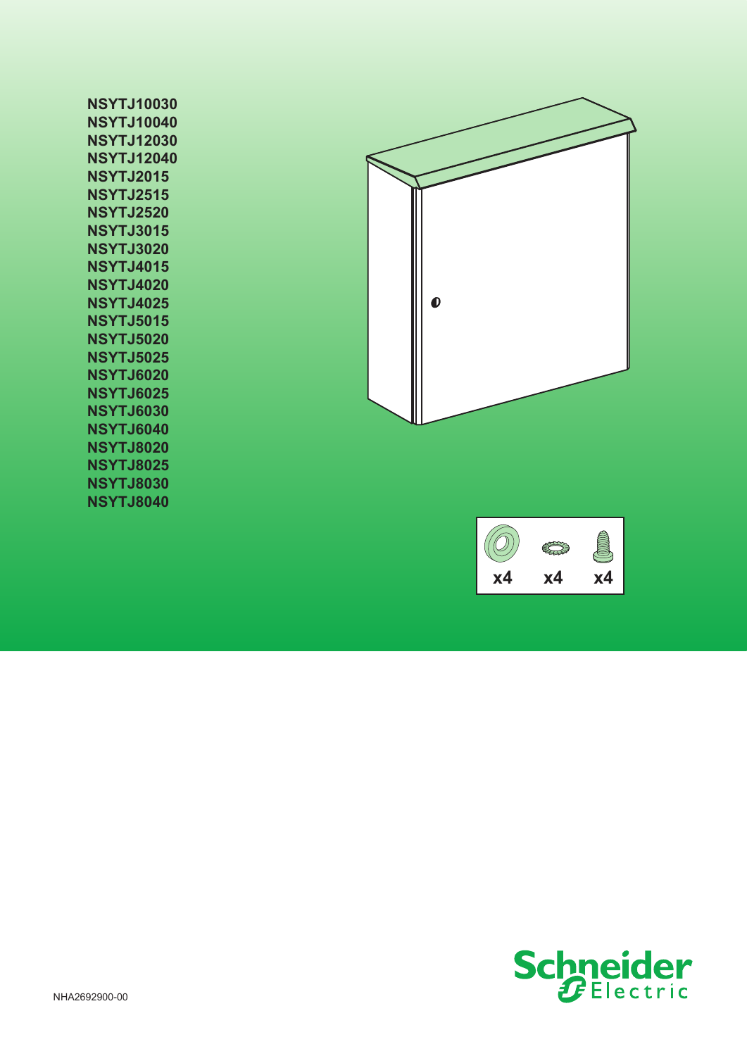**NSYTJ10030**
**NSYTJ10040**
**NSYTJ12030**
**NSYTJ12040**
**NSYTJ2015**
**NSYTJ2515**
**NSYTJ2520**
**NSYTJ3015**
**NSYTJ3020**
**NSYTJ4015**
**NSYTJ4020**
**NSYTJ4025**
**NSYTJ5015**
**NSYTJ5020**
**NSYTJ5025**
**NSYTJ6020**
**NSYTJ6025**
**NSYTJ6030**
**NSYTJ6040**
**NSYTJ8020**
**NSYTJ8025**
**NSYTJ8030**
**NSYTJ8040**

| x4 | x4 | x4 |
|---|---|---|

Schneider Electric

NHA2692900-00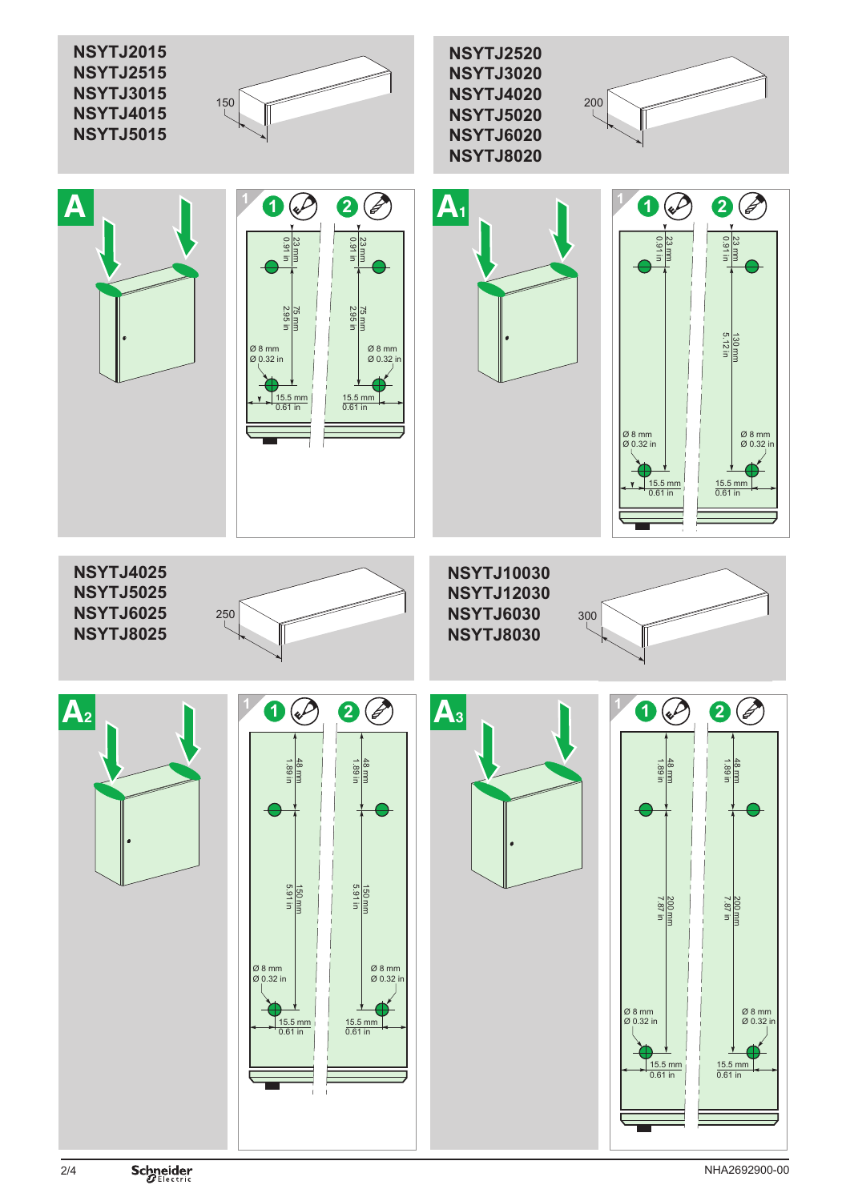NSYTJ2015
NSYTJ2515
NSYTJ3015
NSYTJ4015
NSYTJ5015

150

NSYTJ2520
NSYTJ3020
NSYTJ4020
NSYTJ5020
NSYTJ6020
NSYTJ8020

200

**A**

1 ① ②

23 mm
0.91 in

75 mm
2.95 in

Ø 8 mm
Ø 0.32 in

15.5 mm
0.61 in

**A1**

1 ① ②

23 mm
0.91 in

130 mm
5.12 in

Ø 8 mm
Ø 0.32 in

15.5 mm
0.61 in

NSYTJ4025
NSYTJ5025
NSYTJ6025
NSYTJ8025

250

NSYTJ10030
NSYTJ12030
NSYTJ6030
NSYTJ8030

300

**A2**

1 ① ②

48 mm
1.89 in

150 mm
5.91 in

Ø 8 mm
Ø 0.32 in

15.5 mm
0.61 in

**A3**

1 ① ②

48 mm
1.89 in

200 mm
7.87 in

Ø 8 mm
Ø 0.32 in

15.5 mm
0.61 in

NHA2692900-00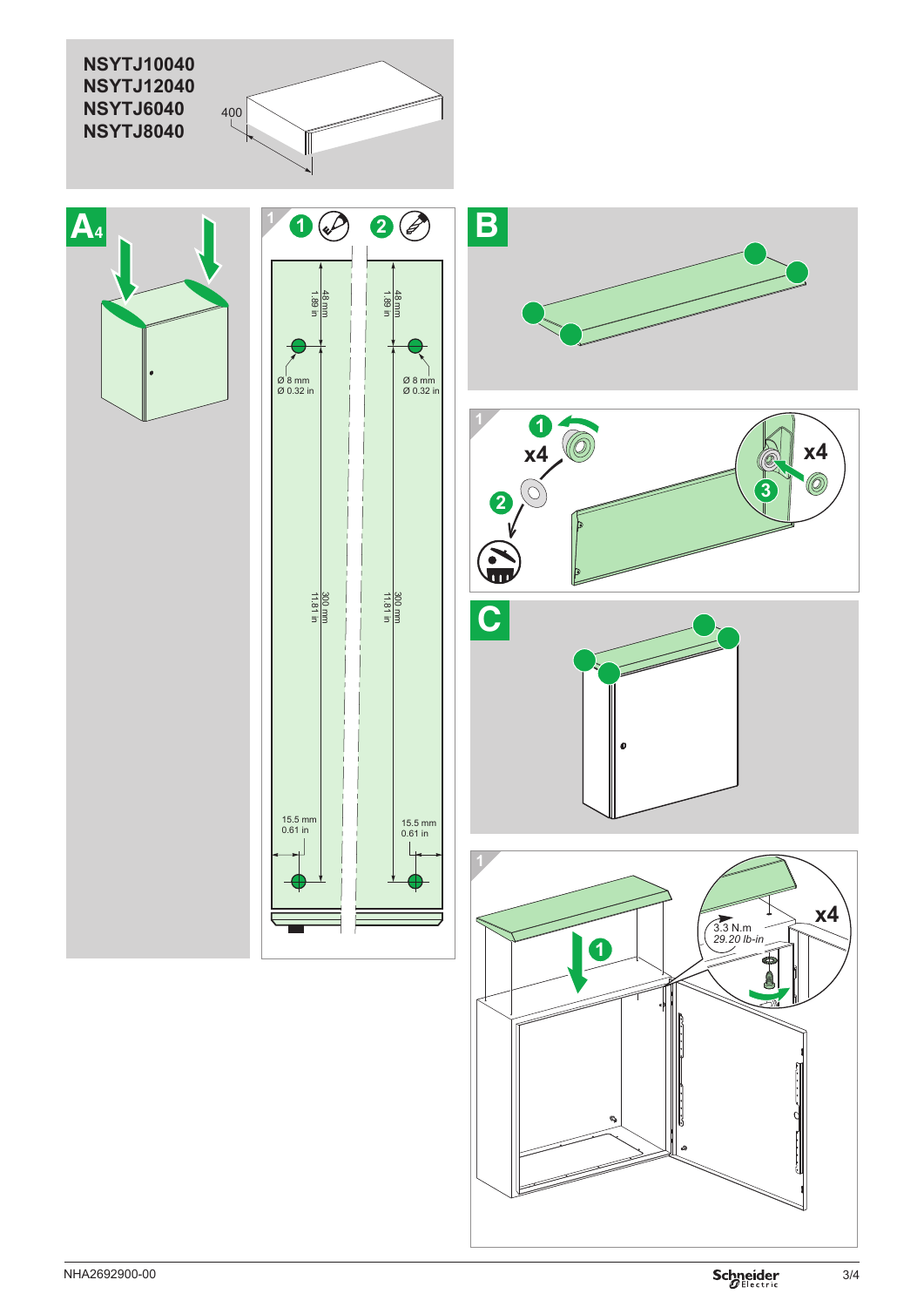**NSYTJ10040**
**NSYTJ12040**
**NSYTJ6040**
**NSYTJ8040**

400

**A4**

1

1 2

48 mm
1.89 in

Ø 8 mm
Ø 0.32 in

300 mm
11.81 in

15.5 mm
0.61 in

**B**

1

1 x4

2

3 x4

**C**

1

1

3.3 N.m
*29.20 lb-in*

x4

NHA2692900-00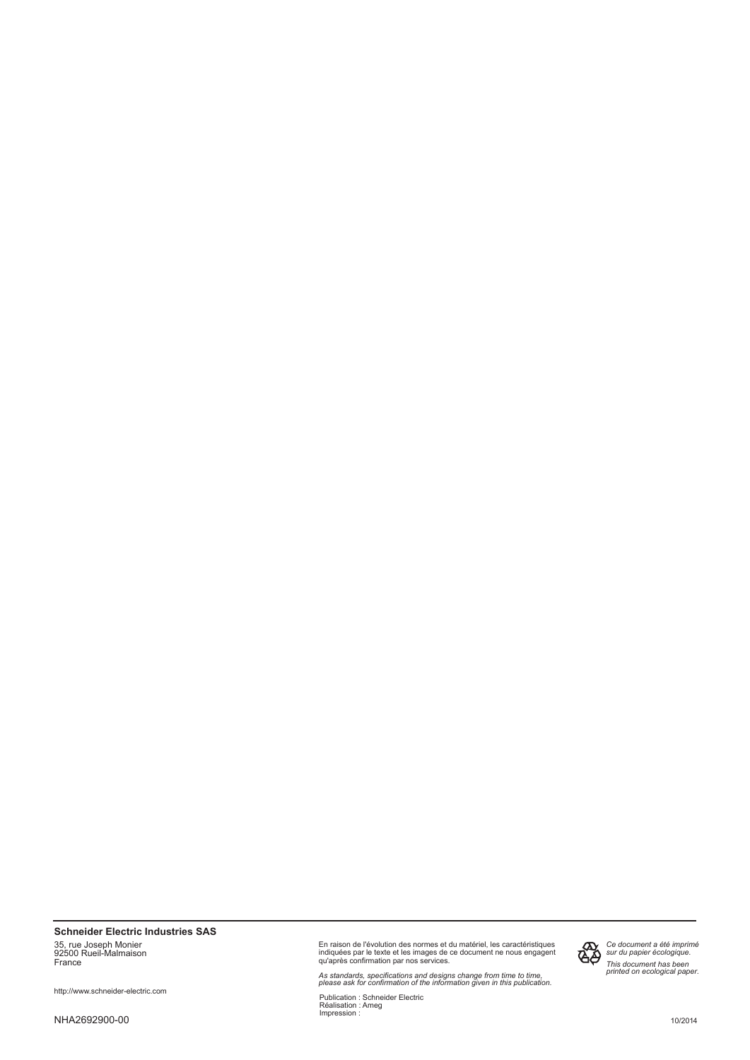**Schneider Electric Industries SAS**

35, rue Joseph Monier
92500 Rueil-Malmaison
France

http://www.schneider-electric.com

En raison de l'évolution des normes et du matériel, les caractéristiques indiquées par le texte et les images de ce document ne nous engagent qu'après confirmation par nos services.

*As standards, specifications and designs change from time to time, please ask for confirmation of the information given in this publication.*

Publication : Schneider Electric
Réalisation : Ameg
Impression :

*Ce document a été imprimé sur du papier écologique.*

*This document has been printed on ecological paper.*

NHA2692900-00

10/2014